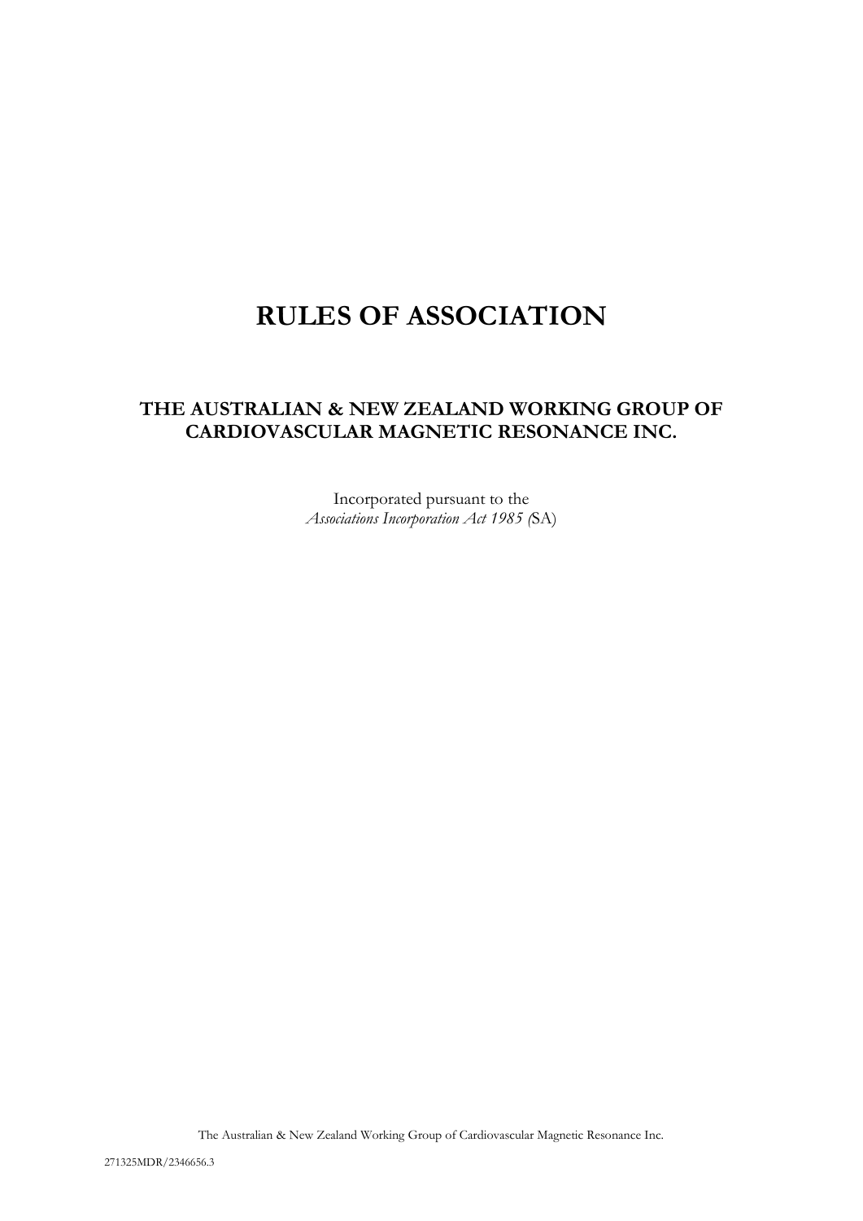# RULES OF ASSOCIATION

## THE AUSTRALIAN & NEW ZEALAND WORKING GROUP OF CARDIOVASCULAR MAGNETIC RESONANCE INC.

Incorporated pursuant to the
*Associations Incorporation Act 1985* (SA)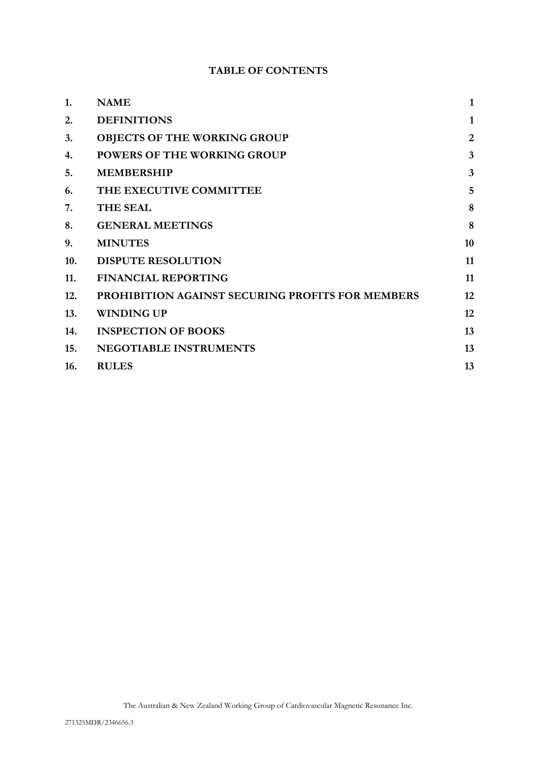**TABLE OF CONTENTS**

| | | |
|---|---|---|
| **1.** | **NAME** | **1** |
| **2.** | **DEFINITIONS** | **1** |
| **3.** | **OBJECTS OF THE WORKING GROUP** | **2** |
| **4.** | **POWERS OF THE WORKING GROUP** | **3** |
| **5.** | **MEMBERSHIP** | **3** |
| **6.** | **THE EXECUTIVE COMMITTEE** | **5** |
| **7.** | **THE SEAL** | **8** |
| **8.** | **GENERAL MEETINGS** | **8** |
| **9.** | **MINUTES** | **10** |
| **10.** | **DISPUTE RESOLUTION** | **11** |
| **11.** | **FINANCIAL REPORTING** | **11** |
| **12.** | **PROHIBITION AGAINST SECURING PROFITS FOR MEMBERS** | **12** |
| **13.** | **WINDING UP** | **12** |
| **14.** | **INSPECTION OF BOOKS** | **13** |
| **15.** | **NEGOTIABLE INSTRUMENTS** | **13** |
| **16.** | **RULES** | **13** |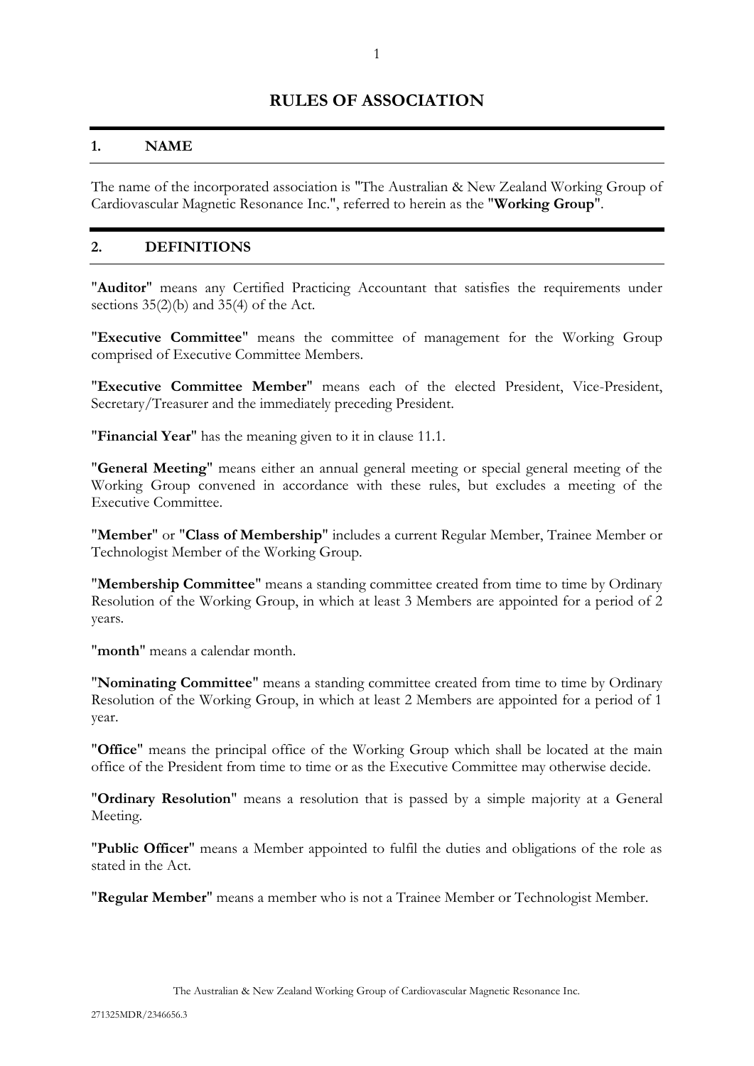# RULES OF ASSOCIATION

## 1. NAME

The name of the incorporated association is "The Australian & New Zealand Working Group of Cardiovascular Magnetic Resonance Inc.", referred to herein as the "**Working Group**".

## 2. DEFINITIONS

"**Auditor**" means any Certified Practicing Accountant that satisfies the requirements under sections 35(2)(b) and 35(4) of the Act.

"**Executive Committee**" means the committee of management for the Working Group comprised of Executive Committee Members.

"**Executive Committee Member**" means each of the elected President, Vice-President, Secretary/Treasurer and the immediately preceding President.

"**Financial Year**" has the meaning given to it in clause 11.1.

"**General Meeting**" means either an annual general meeting or special general meeting of the Working Group convened in accordance with these rules, but excludes a meeting of the Executive Committee.

"**Member**" or "**Class of Membership**" includes a current Regular Member, Trainee Member or Technologist Member of the Working Group.

"**Membership Committee**" means a standing committee created from time to time by Ordinary Resolution of the Working Group, in which at least 3 Members are appointed for a period of 2 years.

"**month**" means a calendar month.

"**Nominating Committee**" means a standing committee created from time to time by Ordinary Resolution of the Working Group, in which at least 2 Members are appointed for a period of 1 year.

"**Office**" means the principal office of the Working Group which shall be located at the main office of the President from time to time or as the Executive Committee may otherwise decide.

"**Ordinary Resolution**" means a resolution that is passed by a simple majority at a General Meeting.

"**Public Officer**" means a Member appointed to fulfil the duties and obligations of the role as stated in the Act.

"**Regular Member**" means a member who is not a Trainee Member or Technologist Member.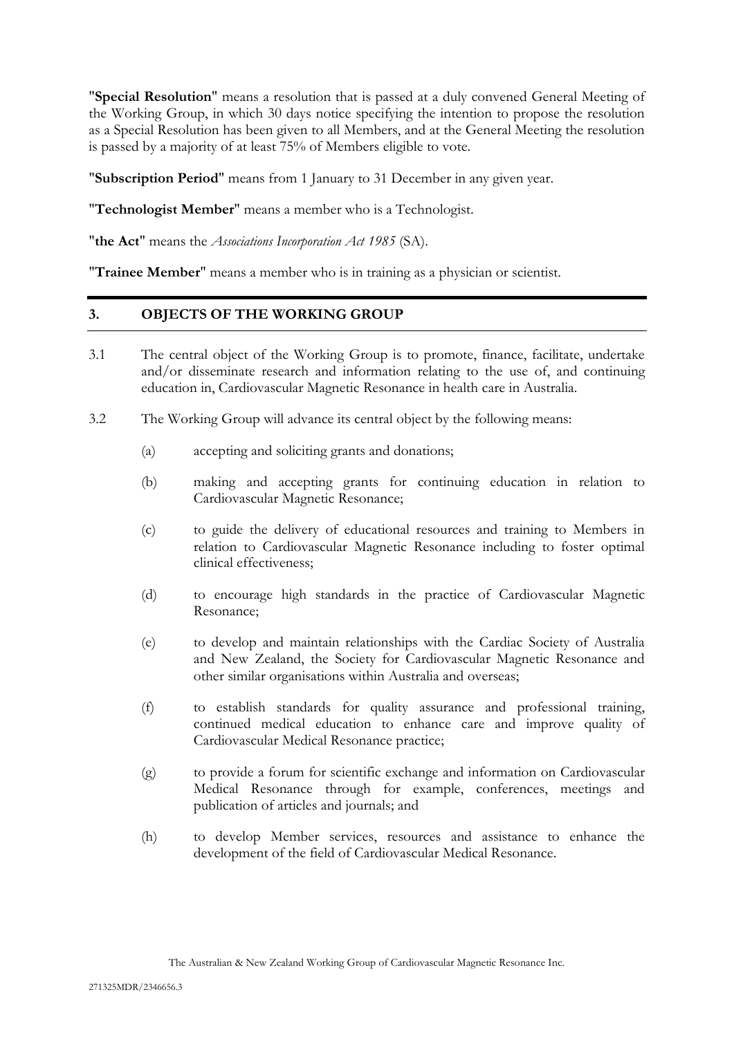"**Special Resolution**" means a resolution that is passed at a duly convened General Meeting of the Working Group, in which 30 days notice specifying the intention to propose the resolution as a Special Resolution has been given to all Members, and at the General Meeting the resolution is passed by a majority of at least 75% of Members eligible to vote.

"**Subscription Period**" means from 1 January to 31 December in any given year.

"**Technologist Member**" means a member who is a Technologist.

"**the Act**" means the *Associations Incorporation Act 1985* (SA).

"**Trainee Member**" means a member who is in training as a physician or scientist.

## 3. OBJECTS OF THE WORKING GROUP

3.1 The central object of the Working Group is to promote, finance, facilitate, undertake and/or disseminate research and information relating to the use of, and continuing education in, Cardiovascular Magnetic Resonance in health care in Australia.

3.2 The Working Group will advance its central object by the following means:

(a) accepting and soliciting grants and donations;

(b) making and accepting grants for continuing education in relation to Cardiovascular Magnetic Resonance;

(c) to guide the delivery of educational resources and training to Members in relation to Cardiovascular Magnetic Resonance including to foster optimal clinical effectiveness;

(d) to encourage high standards in the practice of Cardiovascular Magnetic Resonance;

(e) to develop and maintain relationships with the Cardiac Society of Australia and New Zealand, the Society for Cardiovascular Magnetic Resonance and other similar organisations within Australia and overseas;

(f) to establish standards for quality assurance and professional training, continued medical education to enhance care and improve quality of Cardiovascular Medical Resonance practice;

(g) to provide a forum for scientific exchange and information on Cardiovascular Medical Resonance through for example, conferences, meetings and publication of articles and journals; and

(h) to develop Member services, resources and assistance to enhance the development of the field of Cardiovascular Medical Resonance.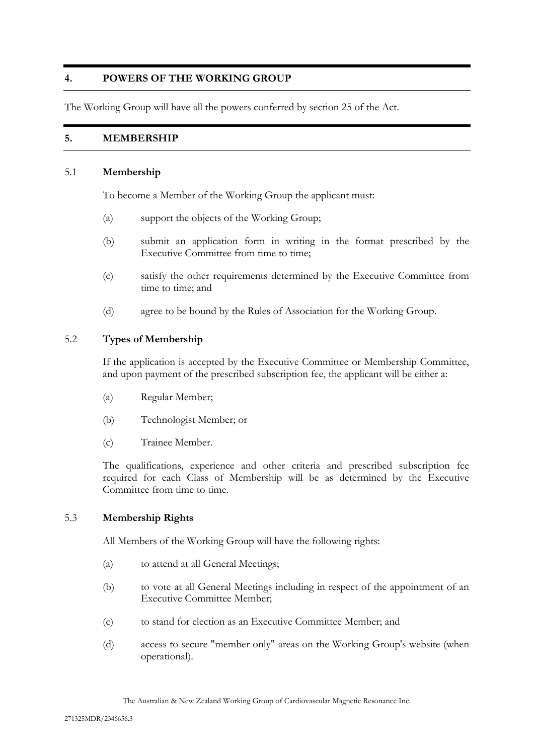## 4. POWERS OF THE WORKING GROUP

The Working Group will have all the powers conferred by section 25 of the Act.

## 5. MEMBERSHIP

### 5.1 Membership

To become a Member of the Working Group the applicant must:

(a) support the objects of the Working Group;

(b) submit an application form in writing in the format prescribed by the Executive Committee from time to time;

(c) satisfy the other requirements determined by the Executive Committee from time to time; and

(d) agree to be bound by the Rules of Association for the Working Group.

### 5.2 Types of Membership

If the application is accepted by the Executive Committee or Membership Committee, and upon payment of the prescribed subscription fee, the applicant will be either a:

(a) Regular Member;

(b) Technologist Member; or

(c) Trainee Member.

The qualifications, experience and other criteria and prescribed subscription fee required for each Class of Membership will be as determined by the Executive Committee from time to time.

### 5.3 Membership Rights

All Members of the Working Group will have the following rights:

(a) to attend at all General Meetings;

(b) to vote at all General Meetings including in respect of the appointment of an Executive Committee Member;

(c) to stand for election as an Executive Committee Member; and

(d) access to secure "member only" areas on the Working Group's website (when operational).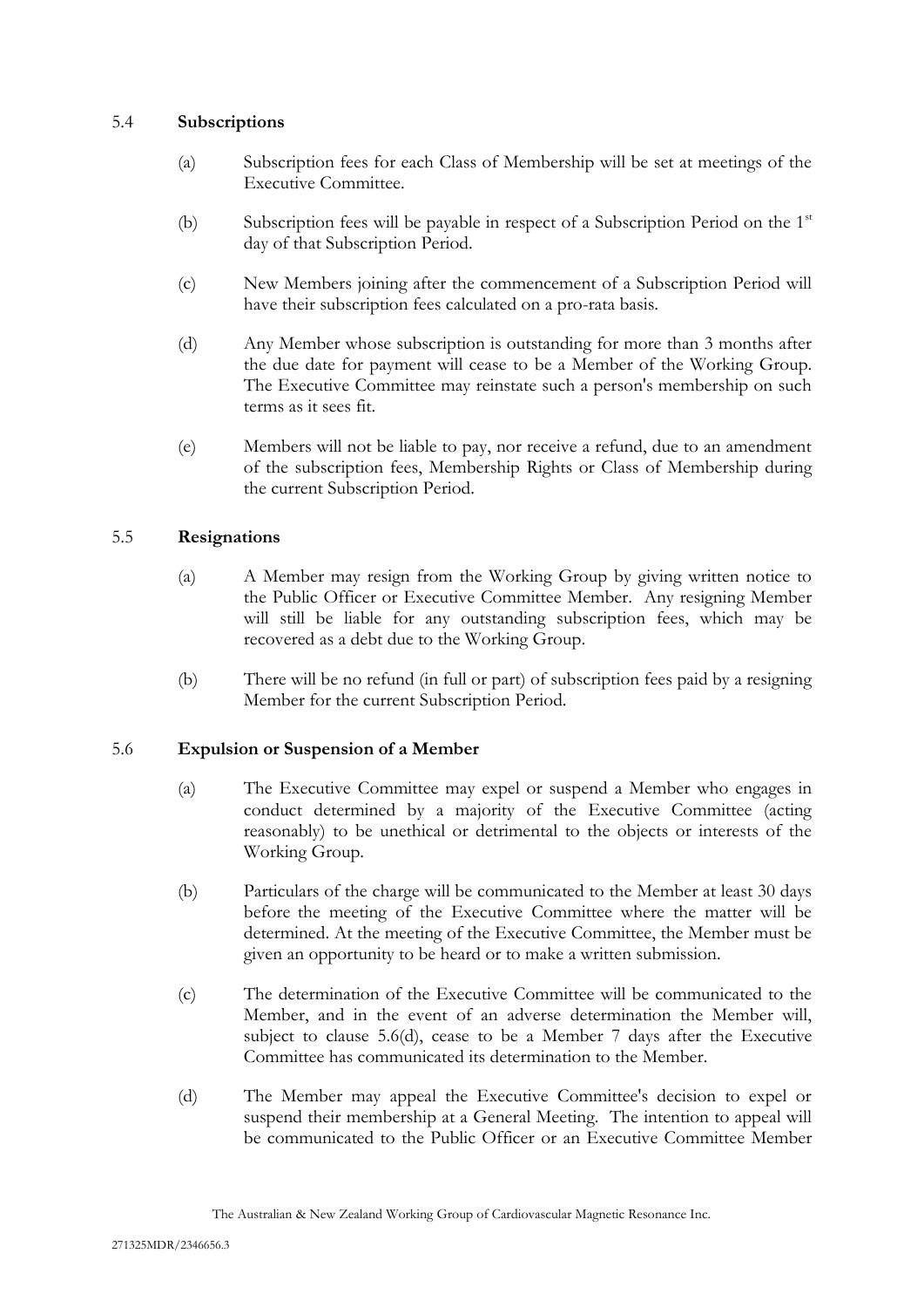### 5.4 **Subscriptions**

(a) Subscription fees for each Class of Membership will be set at meetings of the Executive Committee.

(b) Subscription fees will be payable in respect of a Subscription Period on the 1st day of that Subscription Period.

(c) New Members joining after the commencement of a Subscription Period will have their subscription fees calculated on a pro-rata basis.

(d) Any Member whose subscription is outstanding for more than 3 months after the due date for payment will cease to be a Member of the Working Group. The Executive Committee may reinstate such a person's membership on such terms as it sees fit.

(e) Members will not be liable to pay, nor receive a refund, due to an amendment of the subscription fees, Membership Rights or Class of Membership during the current Subscription Period.

### 5.5 **Resignations**

(a) A Member may resign from the Working Group by giving written notice to the Public Officer or Executive Committee Member. Any resigning Member will still be liable for any outstanding subscription fees, which may be recovered as a debt due to the Working Group.

(b) There will be no refund (in full or part) of subscription fees paid by a resigning Member for the current Subscription Period.

### 5.6 **Expulsion or Suspension of a Member**

(a) The Executive Committee may expel or suspend a Member who engages in conduct determined by a majority of the Executive Committee (acting reasonably) to be unethical or detrimental to the objects or interests of the Working Group.

(b) Particulars of the charge will be communicated to the Member at least 30 days before the meeting of the Executive Committee where the matter will be determined. At the meeting of the Executive Committee, the Member must be given an opportunity to be heard or to make a written submission.

(c) The determination of the Executive Committee will be communicated to the Member, and in the event of an adverse determination the Member will, subject to clause 5.6(d), cease to be a Member 7 days after the Executive Committee has communicated its determination to the Member.

(d) The Member may appeal the Executive Committee's decision to expel or suspend their membership at a General Meeting. The intention to appeal will be communicated to the Public Officer or an Executive Committee Member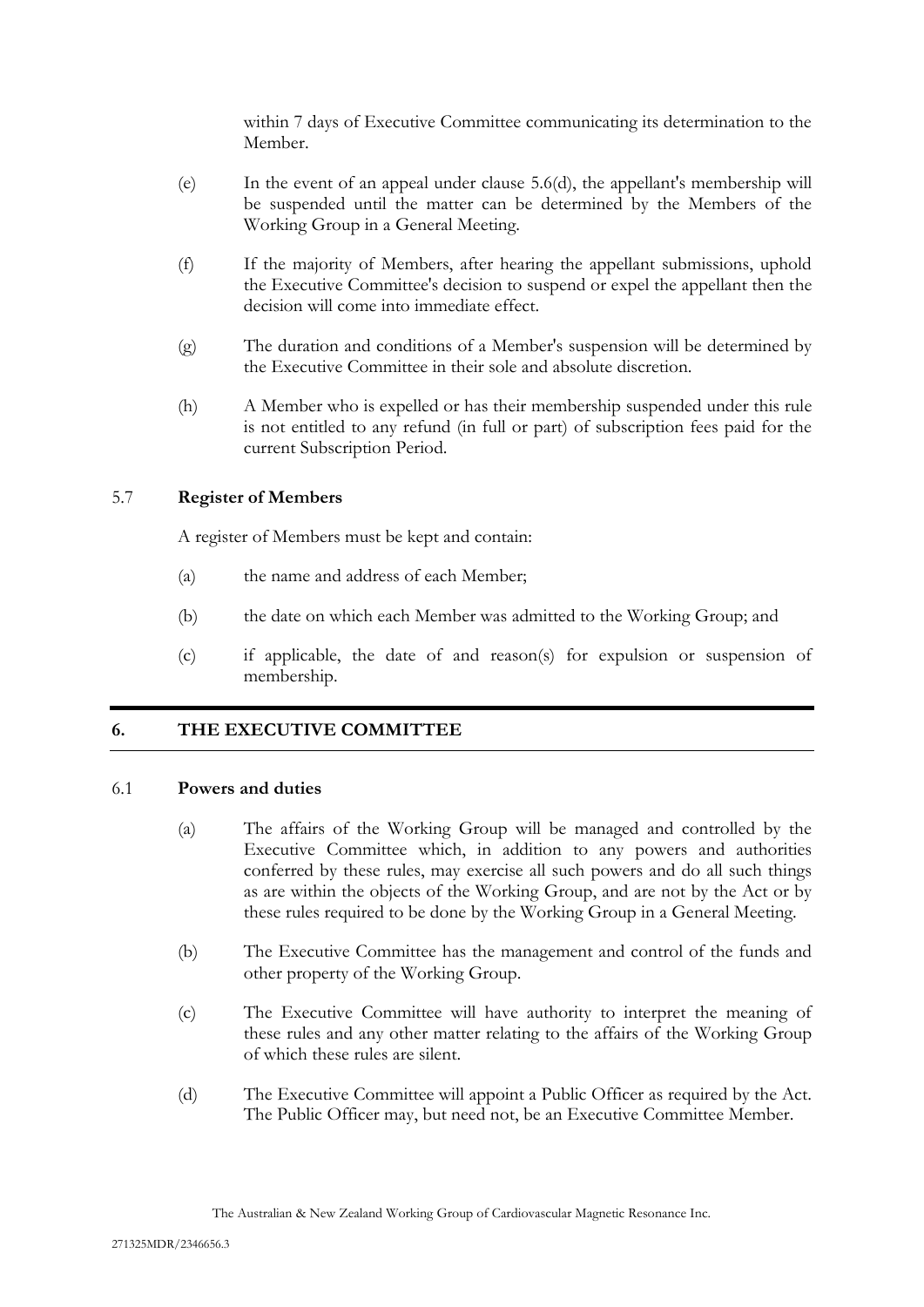within 7 days of Executive Committee communicating its determination to the Member.

(e) In the event of an appeal under clause 5.6(d), the appellant's membership will be suspended until the matter can be determined by the Members of the Working Group in a General Meeting.

(f) If the majority of Members, after hearing the appellant submissions, uphold the Executive Committee's decision to suspend or expel the appellant then the decision will come into immediate effect.

(g) The duration and conditions of a Member's suspension will be determined by the Executive Committee in their sole and absolute discretion.

(h) A Member who is expelled or has their membership suspended under this rule is not entitled to any refund (in full or part) of subscription fees paid for the current Subscription Period.

### 5.7 Register of Members

A register of Members must be kept and contain:

(a) the name and address of each Member;

(b) the date on which each Member was admitted to the Working Group; and

(c) if applicable, the date of and reason(s) for expulsion or suspension of membership.

## 6. THE EXECUTIVE COMMITTEE

### 6.1 Powers and duties

(a) The affairs of the Working Group will be managed and controlled by the Executive Committee which, in addition to any powers and authorities conferred by these rules, may exercise all such powers and do all such things as are within the objects of the Working Group, and are not by the Act or by these rules required to be done by the Working Group in a General Meeting.

(b) The Executive Committee has the management and control of the funds and other property of the Working Group.

(c) The Executive Committee will have authority to interpret the meaning of these rules and any other matter relating to the affairs of the Working Group of which these rules are silent.

(d) The Executive Committee will appoint a Public Officer as required by the Act. The Public Officer may, but need not, be an Executive Committee Member.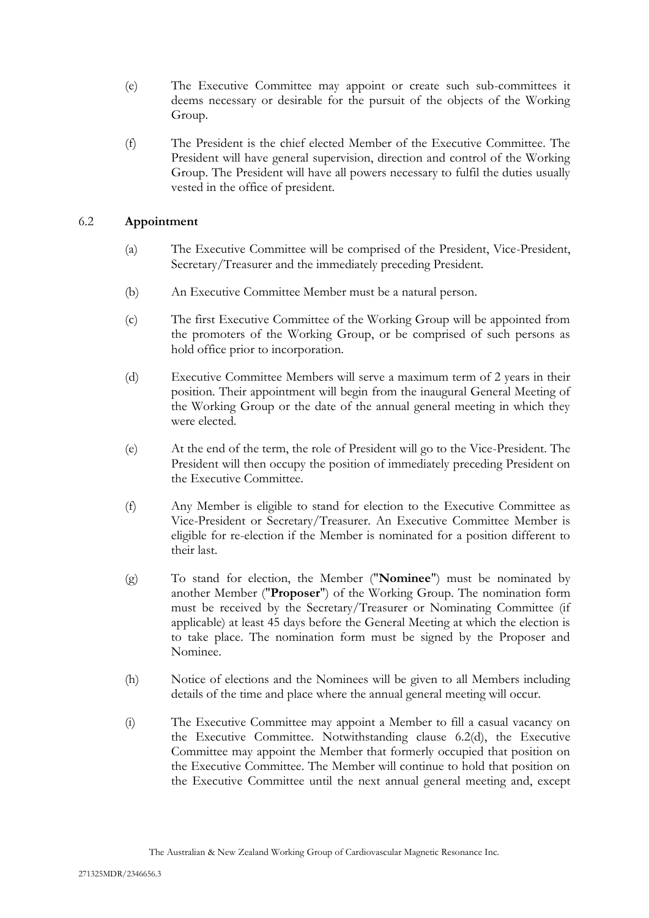(e) The Executive Committee may appoint or create such sub-committees it deems necessary or desirable for the pursuit of the objects of the Working Group.

(f) The President is the chief elected Member of the Executive Committee. The President will have general supervision, direction and control of the Working Group. The President will have all powers necessary to fulfil the duties usually vested in the office of president.

### 6.2 **Appointment**

(a) The Executive Committee will be comprised of the President, Vice-President, Secretary/Treasurer and the immediately preceding President.

(b) An Executive Committee Member must be a natural person.

(c) The first Executive Committee of the Working Group will be appointed from the promoters of the Working Group, or be comprised of such persons as hold office prior to incorporation.

(d) Executive Committee Members will serve a maximum term of 2 years in their position. Their appointment will begin from the inaugural General Meeting of the Working Group or the date of the annual general meeting in which they were elected.

(e) At the end of the term, the role of President will go to the Vice-President. The President will then occupy the position of immediately preceding President on the Executive Committee.

(f) Any Member is eligible to stand for election to the Executive Committee as Vice-President or Secretary/Treasurer. An Executive Committee Member is eligible for re-election if the Member is nominated for a position different to their last.

(g) To stand for election, the Member ("**Nominee**") must be nominated by another Member ("**Proposer**") of the Working Group. The nomination form must be received by the Secretary/Treasurer or Nominating Committee (if applicable) at least 45 days before the General Meeting at which the election is to take place. The nomination form must be signed by the Proposer and Nominee.

(h) Notice of elections and the Nominees will be given to all Members including details of the time and place where the annual general meeting will occur.

(i) The Executive Committee may appoint a Member to fill a casual vacancy on the Executive Committee. Notwithstanding clause 6.2(d), the Executive Committee may appoint the Member that formerly occupied that position on the Executive Committee. The Member will continue to hold that position on the Executive Committee until the next annual general meeting and, except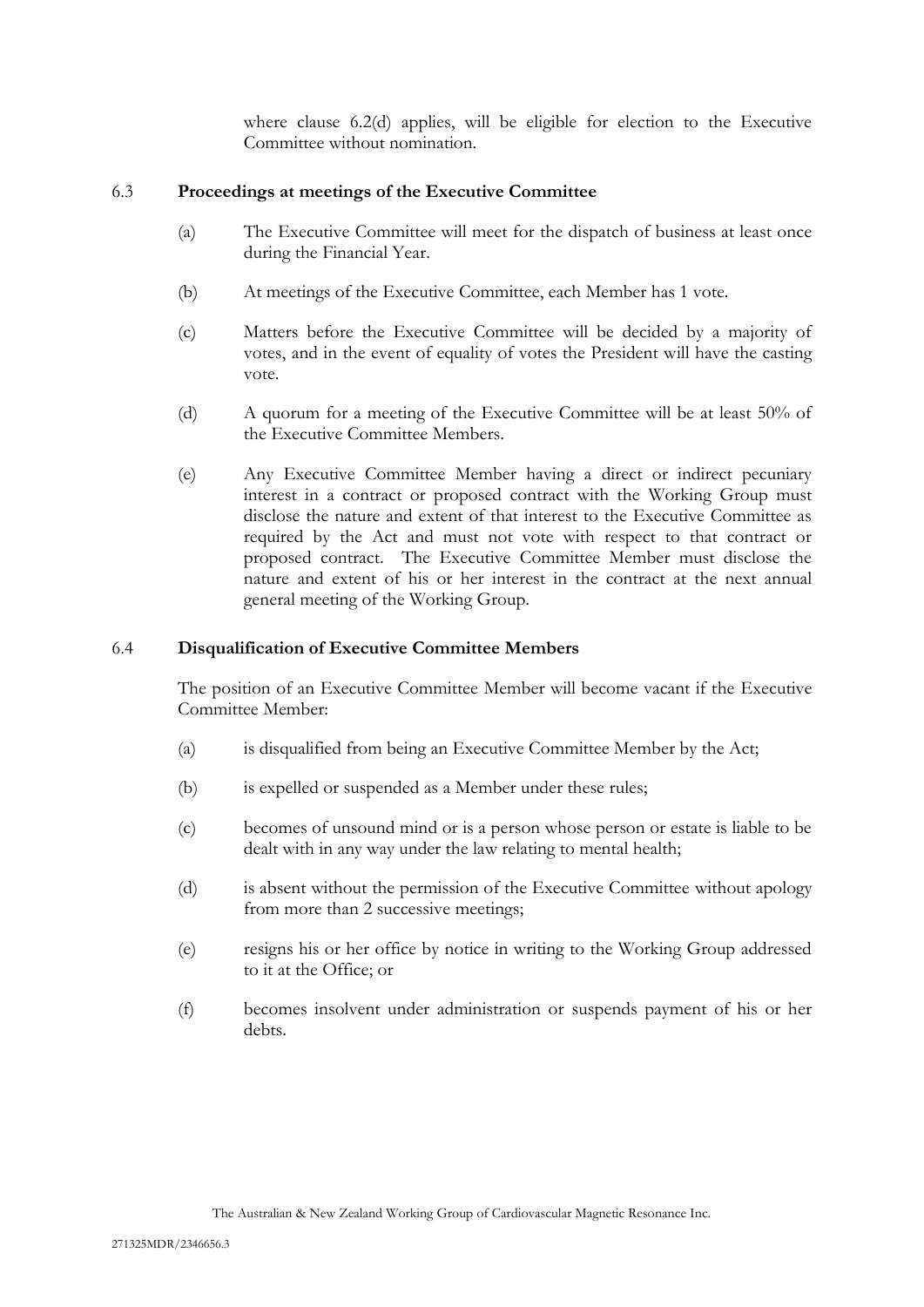where clause 6.2(d) applies, will be eligible for election to the Executive Committee without nomination.

## 6.3 Proceedings at meetings of the Executive Committee

(a) The Executive Committee will meet for the dispatch of business at least once during the Financial Year.

(b) At meetings of the Executive Committee, each Member has 1 vote.

(c) Matters before the Executive Committee will be decided by a majority of votes, and in the event of equality of votes the President will have the casting vote.

(d) A quorum for a meeting of the Executive Committee will be at least 50% of the Executive Committee Members.

(e) Any Executive Committee Member having a direct or indirect pecuniary interest in a contract or proposed contract with the Working Group must disclose the nature and extent of that interest to the Executive Committee as required by the Act and must not vote with respect to that contract or proposed contract. The Executive Committee Member must disclose the nature and extent of his or her interest in the contract at the next annual general meeting of the Working Group.

## 6.4 Disqualification of Executive Committee Members

The position of an Executive Committee Member will become vacant if the Executive Committee Member:

(a) is disqualified from being an Executive Committee Member by the Act;

(b) is expelled or suspended as a Member under these rules;

(c) becomes of unsound mind or is a person whose person or estate is liable to be dealt with in any way under the law relating to mental health;

(d) is absent without the permission of the Executive Committee without apology from more than 2 successive meetings;

(e) resigns his or her office by notice in writing to the Working Group addressed to it at the Office; or

(f) becomes insolvent under administration or suspends payment of his or her debts.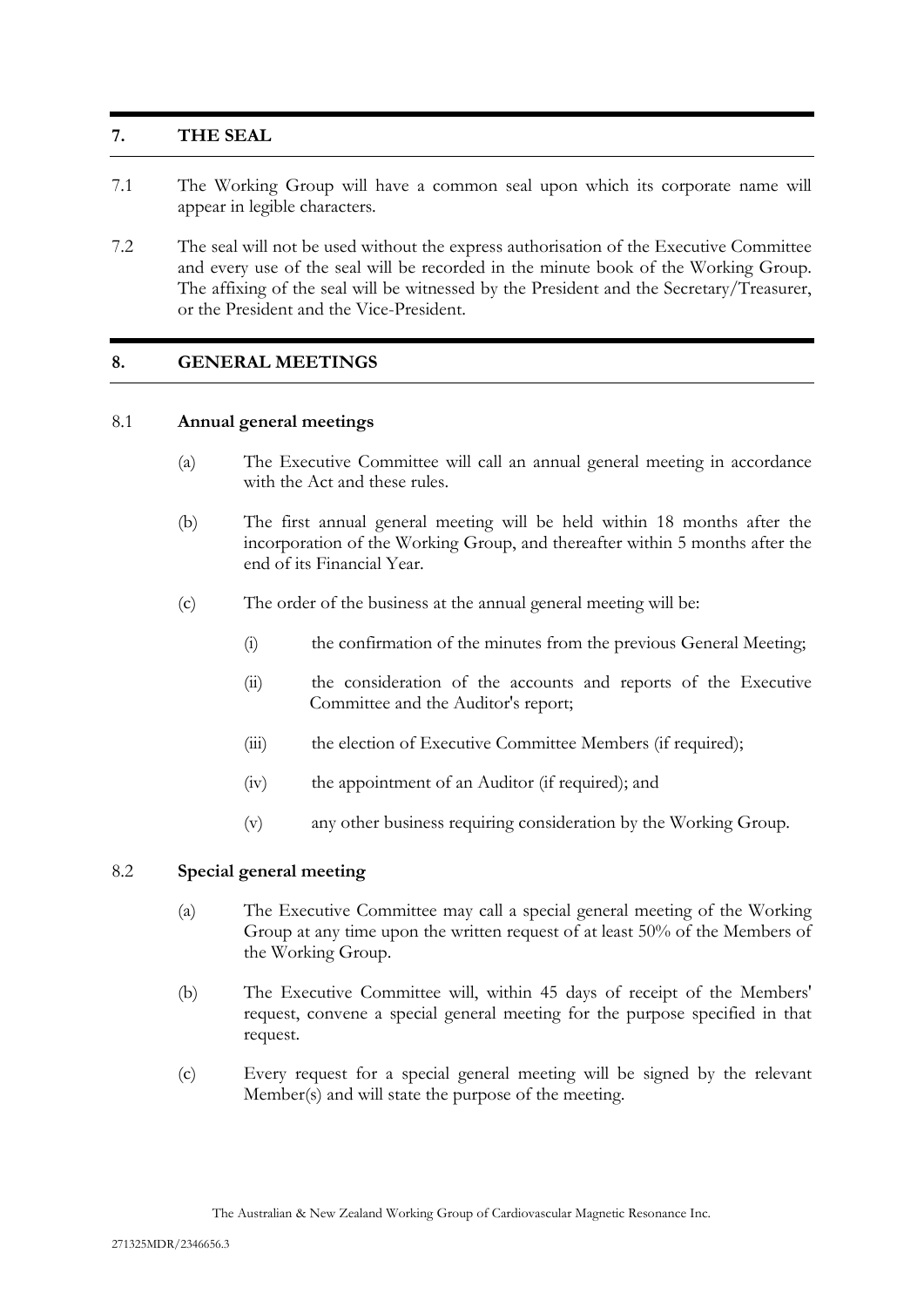## 7. THE SEAL

7.1 The Working Group will have a common seal upon which its corporate name will appear in legible characters.

7.2 The seal will not be used without the express authorisation of the Executive Committee and every use of the seal will be recorded in the minute book of the Working Group. The affixing of the seal will be witnessed by the President and the Secretary/Treasurer, or the President and the Vice-President.

## 8. GENERAL MEETINGS

### 8.1 Annual general meetings

(a) The Executive Committee will call an annual general meeting in accordance with the Act and these rules.

(b) The first annual general meeting will be held within 18 months after the incorporation of the Working Group, and thereafter within 5 months after the end of its Financial Year.

(c) The order of the business at the annual general meeting will be:

(i) the confirmation of the minutes from the previous General Meeting;

(ii) the consideration of the accounts and reports of the Executive Committee and the Auditor's report;

(iii) the election of Executive Committee Members (if required);

(iv) the appointment of an Auditor (if required); and

(v) any other business requiring consideration by the Working Group.

### 8.2 Special general meeting

(a) The Executive Committee may call a special general meeting of the Working Group at any time upon the written request of at least 50% of the Members of the Working Group.

(b) The Executive Committee will, within 45 days of receipt of the Members' request, convene a special general meeting for the purpose specified in that request.

(c) Every request for a special general meeting will be signed by the relevant Member(s) and will state the purpose of the meeting.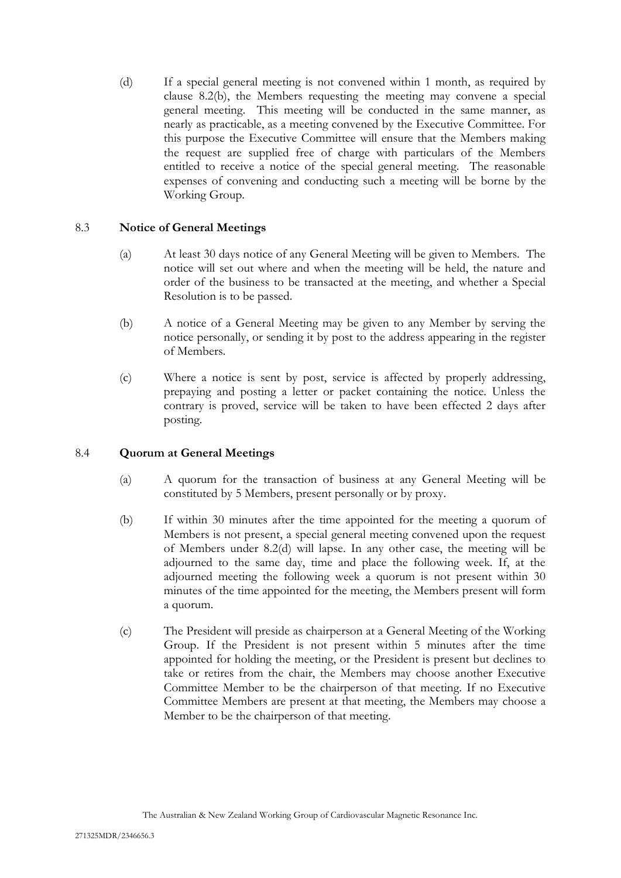(d) If a special general meeting is not convened within 1 month, as required by clause 8.2(b), the Members requesting the meeting may convene a special general meeting. This meeting will be conducted in the same manner, as nearly as practicable, as a meeting convened by the Executive Committee. For this purpose the Executive Committee will ensure that the Members making the request are supplied free of charge with particulars of the Members entitled to receive a notice of the special general meeting. The reasonable expenses of convening and conducting such a meeting will be borne by the Working Group.

## 8.3 Notice of General Meetings

(a) At least 30 days notice of any General Meeting will be given to Members. The notice will set out where and when the meeting will be held, the nature and order of the business to be transacted at the meeting, and whether a Special Resolution is to be passed.

(b) A notice of a General Meeting may be given to any Member by serving the notice personally, or sending it by post to the address appearing in the register of Members.

(c) Where a notice is sent by post, service is affected by properly addressing, prepaying and posting a letter or packet containing the notice. Unless the contrary is proved, service will be taken to have been effected 2 days after posting.

## 8.4 Quorum at General Meetings

(a) A quorum for the transaction of business at any General Meeting will be constituted by 5 Members, present personally or by proxy.

(b) If within 30 minutes after the time appointed for the meeting a quorum of Members is not present, a special general meeting convened upon the request of Members under 8.2(d) will lapse. In any other case, the meeting will be adjourned to the same day, time and place the following week. If, at the adjourned meeting the following week a quorum is not present within 30 minutes of the time appointed for the meeting, the Members present will form a quorum.

(c) The President will preside as chairperson at a General Meeting of the Working Group. If the President is not present within 5 minutes after the time appointed for holding the meeting, or the President is present but declines to take or retires from the chair, the Members may choose another Executive Committee Member to be the chairperson of that meeting. If no Executive Committee Members are present at that meeting, the Members may choose a Member to be the chairperson of that meeting.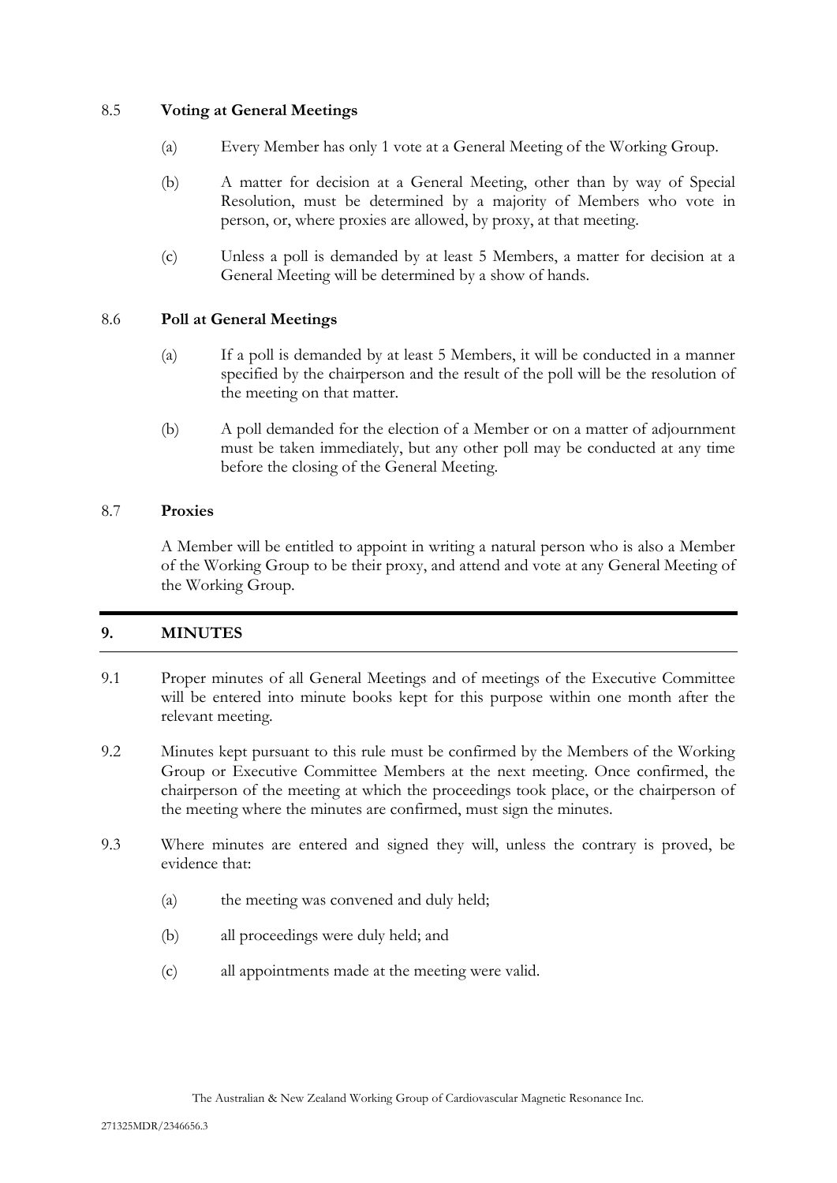### 8.5 **Voting at General Meetings**

(a) Every Member has only 1 vote at a General Meeting of the Working Group.

(b) A matter for decision at a General Meeting, other than by way of Special Resolution, must be determined by a majority of Members who vote in person, or, where proxies are allowed, by proxy, at that meeting.

(c) Unless a poll is demanded by at least 5 Members, a matter for decision at a General Meeting will be determined by a show of hands.

### 8.6 **Poll at General Meetings**

(a) If a poll is demanded by at least 5 Members, it will be conducted in a manner specified by the chairperson and the result of the poll will be the resolution of the meeting on that matter.

(b) A poll demanded for the election of a Member or on a matter of adjournment must be taken immediately, but any other poll may be conducted at any time before the closing of the General Meeting.

### 8.7 **Proxies**

A Member will be entitled to appoint in writing a natural person who is also a Member of the Working Group to be their proxy, and attend and vote at any General Meeting of the Working Group.

## 9. MINUTES

9.1 Proper minutes of all General Meetings and of meetings of the Executive Committee will be entered into minute books kept for this purpose within one month after the relevant meeting.

9.2 Minutes kept pursuant to this rule must be confirmed by the Members of the Working Group or Executive Committee Members at the next meeting. Once confirmed, the chairperson of the meeting at which the proceedings took place, or the chairperson of the meeting where the minutes are confirmed, must sign the minutes.

9.3 Where minutes are entered and signed they will, unless the contrary is proved, be evidence that:

(a) the meeting was convened and duly held;

(b) all proceedings were duly held; and

(c) all appointments made at the meeting were valid.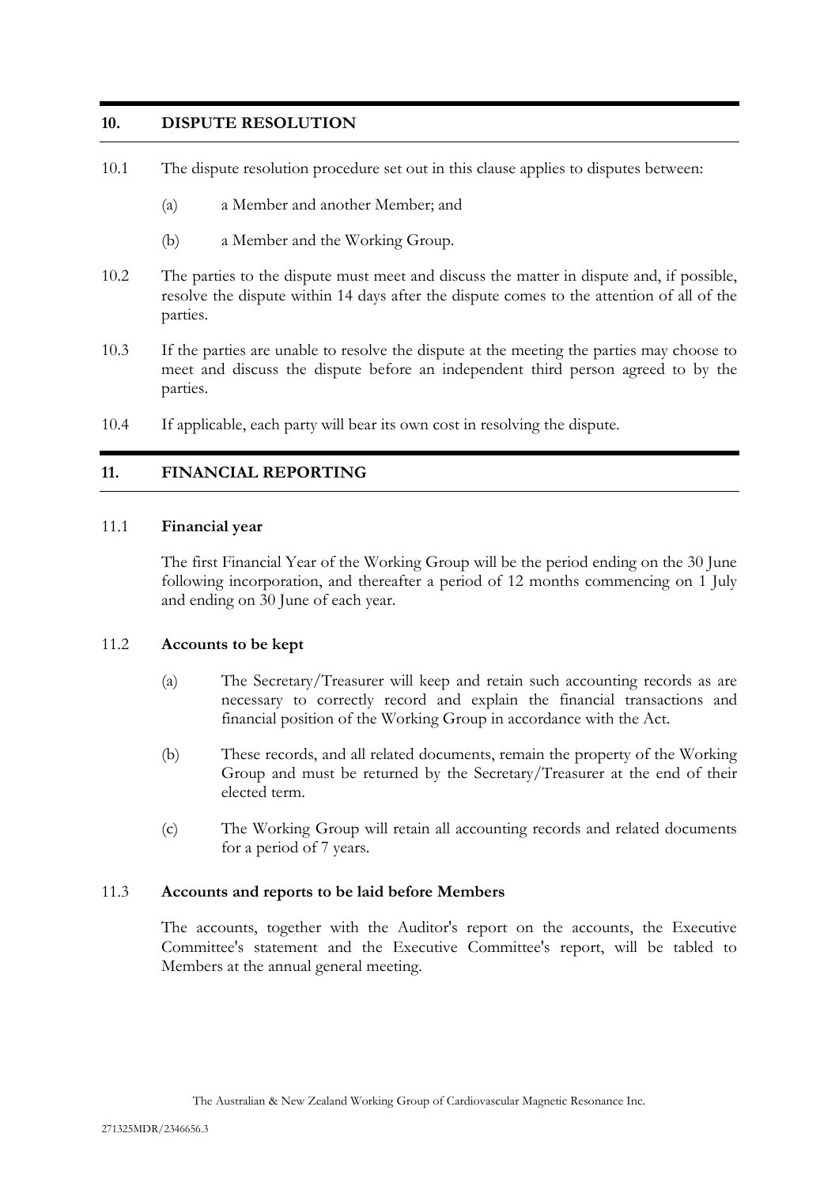## 10. DISPUTE RESOLUTION

10.1 The dispute resolution procedure set out in this clause applies to disputes between:

(a) a Member and another Member; and

(b) a Member and the Working Group.

10.2 The parties to the dispute must meet and discuss the matter in dispute and, if possible, resolve the dispute within 14 days after the dispute comes to the attention of all of the parties.

10.3 If the parties are unable to resolve the dispute at the meeting the parties may choose to meet and discuss the dispute before an independent third person agreed to by the parties.

10.4 If applicable, each party will bear its own cost in resolving the dispute.

## 11. FINANCIAL REPORTING

### 11.1 Financial year

The first Financial Year of the Working Group will be the period ending on the 30 June following incorporation, and thereafter a period of 12 months commencing on 1 July and ending on 30 June of each year.

### 11.2 Accounts to be kept

(a) The Secretary/Treasurer will keep and retain such accounting records as are necessary to correctly record and explain the financial transactions and financial position of the Working Group in accordance with the Act.

(b) These records, and all related documents, remain the property of the Working Group and must be returned by the Secretary/Treasurer at the end of their elected term.

(c) The Working Group will retain all accounting records and related documents for a period of 7 years.

### 11.3 Accounts and reports to be laid before Members

The accounts, together with the Auditor's report on the accounts, the Executive Committee's statement and the Executive Committee's report, will be tabled to Members at the annual general meeting.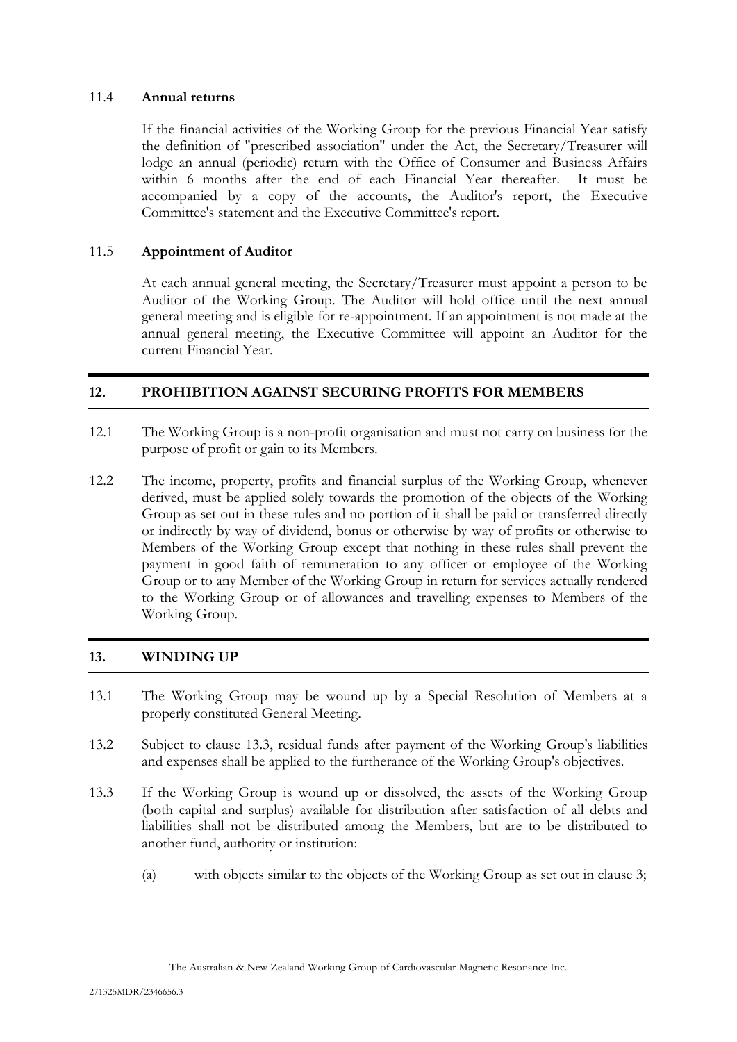### 11.4 **Annual returns**

If the financial activities of the Working Group for the previous Financial Year satisfy the definition of "prescribed association" under the Act, the Secretary/Treasurer will lodge an annual (periodic) return with the Office of Consumer and Business Affairs within 6 months after the end of each Financial Year thereafter. It must be accompanied by a copy of the accounts, the Auditor's report, the Executive Committee's statement and the Executive Committee's report.

### 11.5 **Appointment of Auditor**

At each annual general meeting, the Secretary/Treasurer must appoint a person to be Auditor of the Working Group. The Auditor will hold office until the next annual general meeting and is eligible for re-appointment. If an appointment is not made at the annual general meeting, the Executive Committee will appoint an Auditor for the current Financial Year.

## 12. PROHIBITION AGAINST SECURING PROFITS FOR MEMBERS

12.1 The Working Group is a non-profit organisation and must not carry on business for the purpose of profit or gain to its Members.

12.2 The income, property, profits and financial surplus of the Working Group, whenever derived, must be applied solely towards the promotion of the objects of the Working Group as set out in these rules and no portion of it shall be paid or transferred directly or indirectly by way of dividend, bonus or otherwise by way of profits or otherwise to Members of the Working Group except that nothing in these rules shall prevent the payment in good faith of remuneration to any officer or employee of the Working Group or to any Member of the Working Group in return for services actually rendered to the Working Group or of allowances and travelling expenses to Members of the Working Group.

## 13. WINDING UP

13.1 The Working Group may be wound up by a Special Resolution of Members at a properly constituted General Meeting.

13.2 Subject to clause 13.3, residual funds after payment of the Working Group's liabilities and expenses shall be applied to the furtherance of the Working Group's objectives.

13.3 If the Working Group is wound up or dissolved, the assets of the Working Group (both capital and surplus) available for distribution after satisfaction of all debts and liabilities shall not be distributed among the Members, but are to be distributed to another fund, authority or institution:

(a) with objects similar to the objects of the Working Group as set out in clause 3;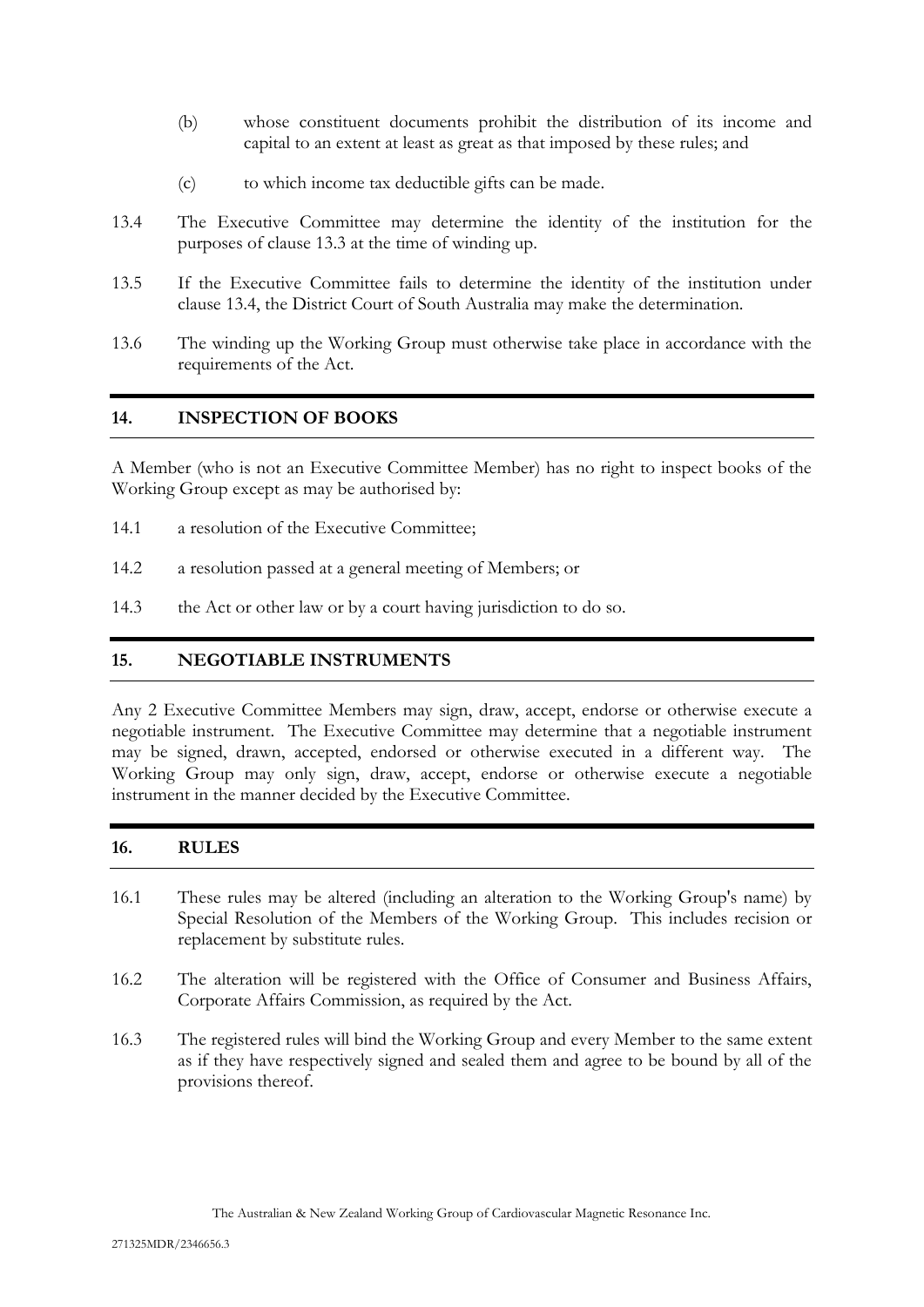(b) whose constituent documents prohibit the distribution of its income and capital to an extent at least as great as that imposed by these rules; and

(c) to which income tax deductible gifts can be made.

13.4 The Executive Committee may determine the identity of the institution for the purposes of clause 13.3 at the time of winding up.

13.5 If the Executive Committee fails to determine the identity of the institution under clause 13.4, the District Court of South Australia may make the determination.

13.6 The winding up the Working Group must otherwise take place in accordance with the requirements of the Act.

## 14. INSPECTION OF BOOKS

A Member (who is not an Executive Committee Member) has no right to inspect books of the Working Group except as may be authorised by:

14.1 a resolution of the Executive Committee;

14.2 a resolution passed at a general meeting of Members; or

14.3 the Act or other law or by a court having jurisdiction to do so.

## 15. NEGOTIABLE INSTRUMENTS

Any 2 Executive Committee Members may sign, draw, accept, endorse or otherwise execute a negotiable instrument. The Executive Committee may determine that a negotiable instrument may be signed, drawn, accepted, endorsed or otherwise executed in a different way. The Working Group may only sign, draw, accept, endorse or otherwise execute a negotiable instrument in the manner decided by the Executive Committee.

## 16. RULES

16.1 These rules may be altered (including an alteration to the Working Group's name) by Special Resolution of the Members of the Working Group. This includes recision or replacement by substitute rules.

16.2 The alteration will be registered with the Office of Consumer and Business Affairs, Corporate Affairs Commission, as required by the Act.

16.3 The registered rules will bind the Working Group and every Member to the same extent as if they have respectively signed and sealed them and agree to be bound by all of the provisions thereof.